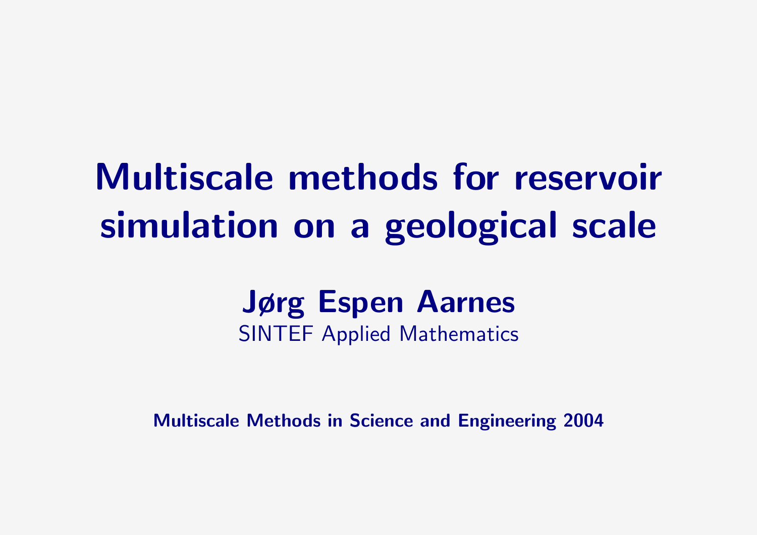# Multiscale methods for reservoir simulation on a geological scale

**Jørg Espen Aarnes**

SINTEF Applied Mathematics

**Multiscale Methods in Science and Engineering 2004**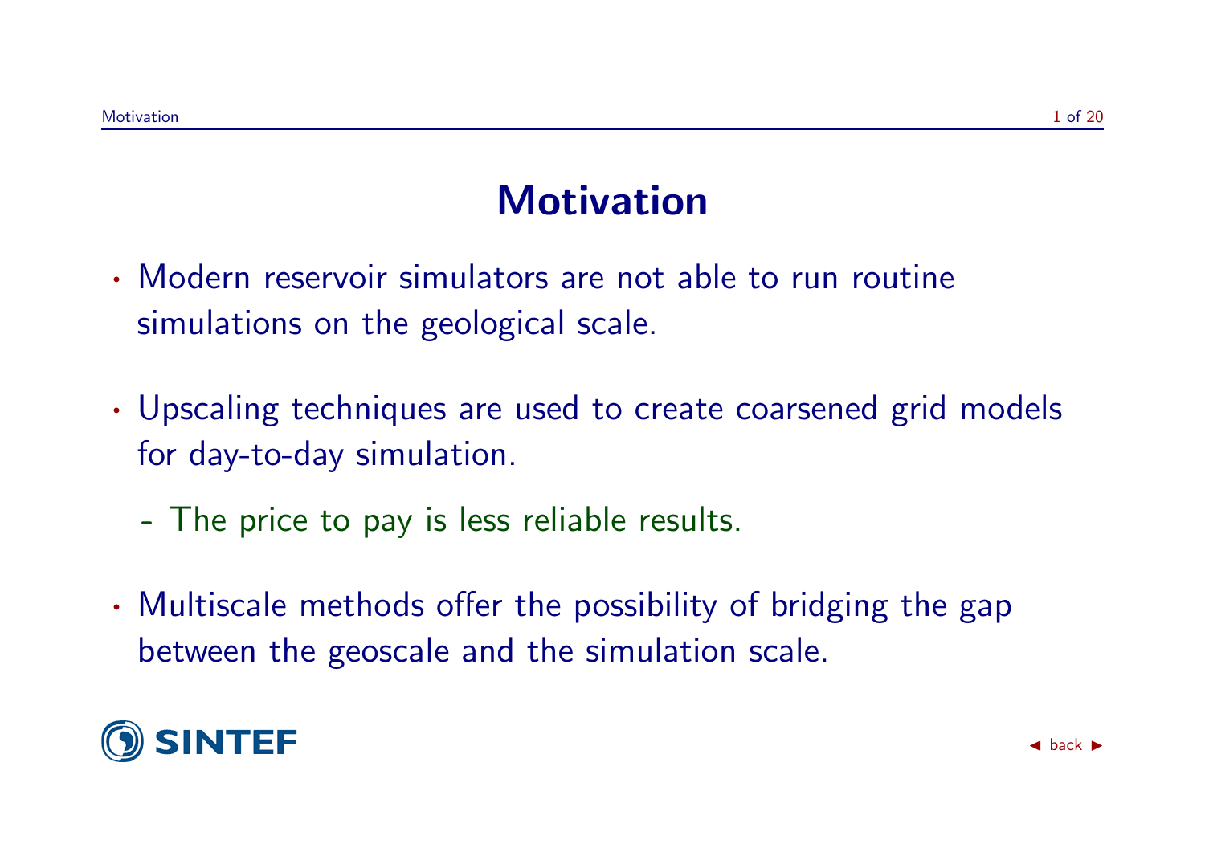# Motivation

- Modern reservoir simulators are not able to run routine simulations on the geological scale.

- Upscaling techniques are used to create coarsened grid models for day-to-day simulation.

  - The price to pay is less reliable results.

- Multiscale methods offer the possibility of bridging the gap between the geoscale and the simulation scale.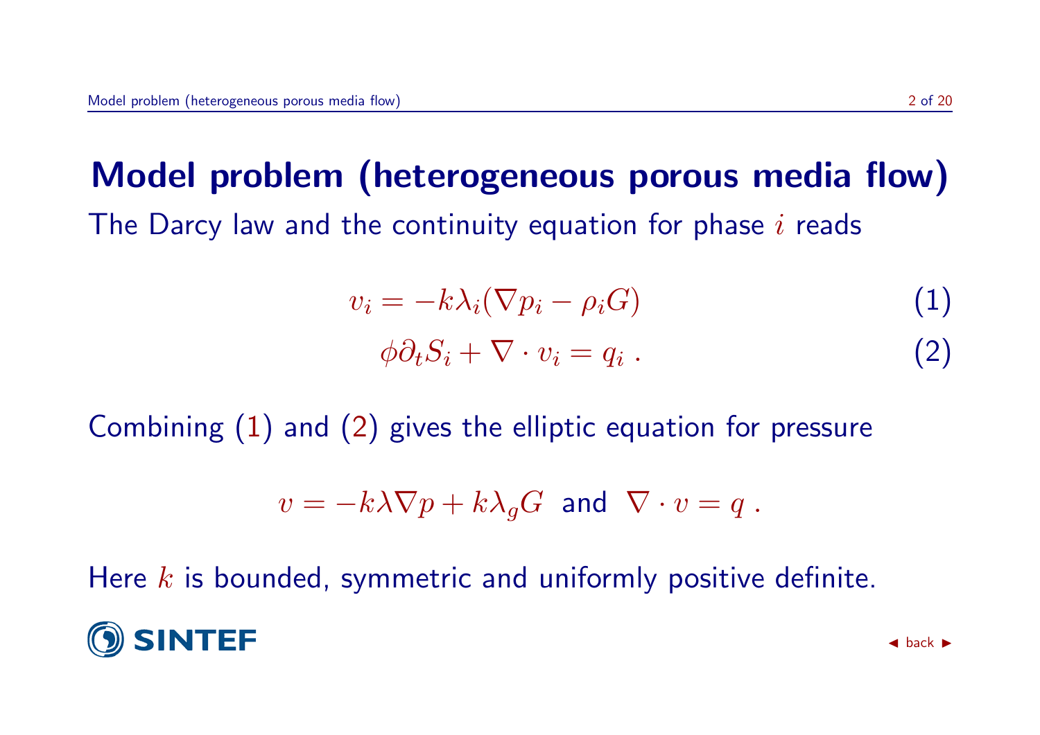# Model problem (heterogeneous porous media flow)

The Darcy law and the continuity equation for phase $i$ reads

$$v_i = -k\lambda_i(\nabla p_i - \rho_i G) \tag{1}$$

$$\phi \partial_t S_i + \nabla \cdot v_i = q_i \, . \tag{2}$$

Combining (1) and (2) gives the elliptic equation for pressure

$$v = -k\lambda \nabla p + k\lambda_g G \;\; \text{and} \;\; \nabla \cdot v = q \, .$$

Here $k$ is bounded, symmetric and uniformly positive definite.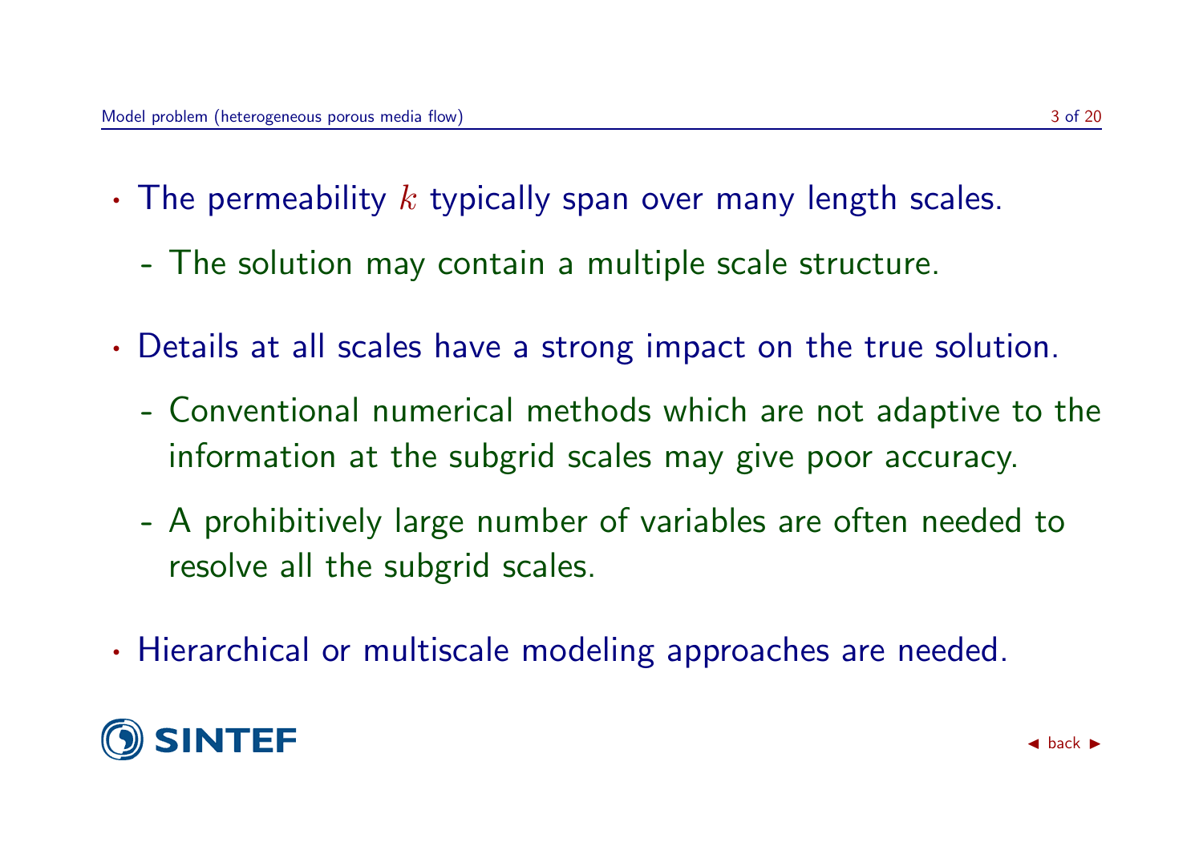- The permeability $k$ typically span over many length scales.
  - The solution may contain a multiple scale structure.
- Details at all scales have a strong impact on the true solution.
  - Conventional numerical methods which are not adaptive to the information at the subgrid scales may give poor accuracy.
  - A prohibitively large number of variables are often needed to resolve all the subgrid scales.
- Hierarchical or multiscale modeling approaches are needed.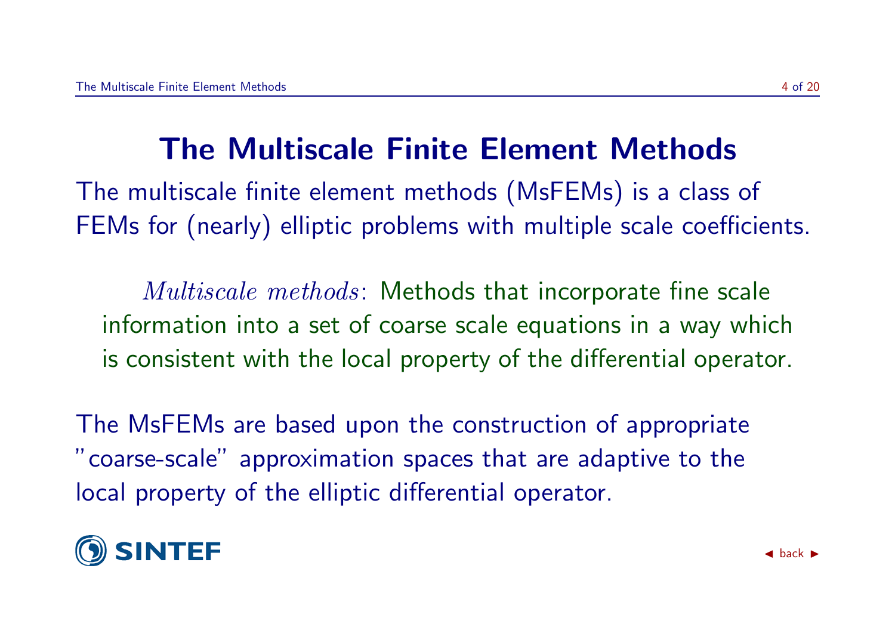# The Multiscale Finite Element Methods

The multiscale finite element methods (MsFEMs) is a class of FEMs for (nearly) elliptic problems with multiple scale coefficients.

> *Multiscale methods*: Methods that incorporate fine scale information into a set of coarse scale equations in a way which is consistent with the local property of the differential operator.

The MsFEMs are based upon the construction of appropriate "coarse-scale" approximation spaces that are adaptive to the local property of the elliptic differential operator.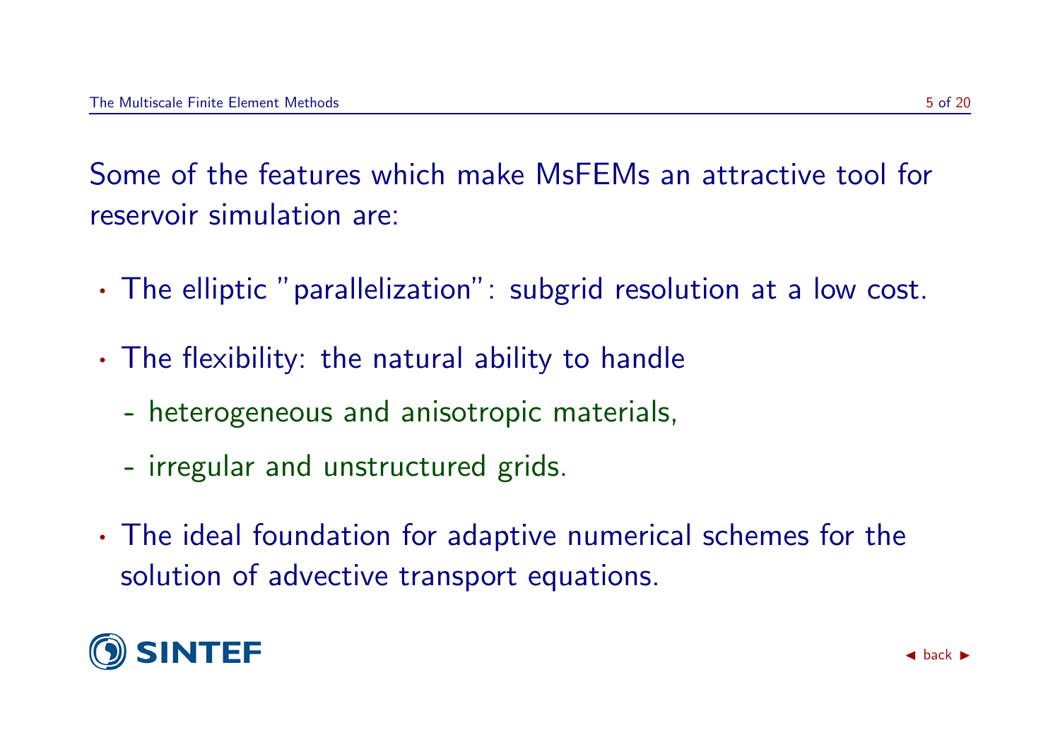Some of the features which make MsFEMs an attractive tool for reservoir simulation are:

- The elliptic "parallelization": subgrid resolution at a low cost.
- The flexibility: the natural ability to handle
  - heterogeneous and anisotropic materials,
  - irregular and unstructured grids.
- The ideal foundation for adaptive numerical schemes for the solution of advective transport equations.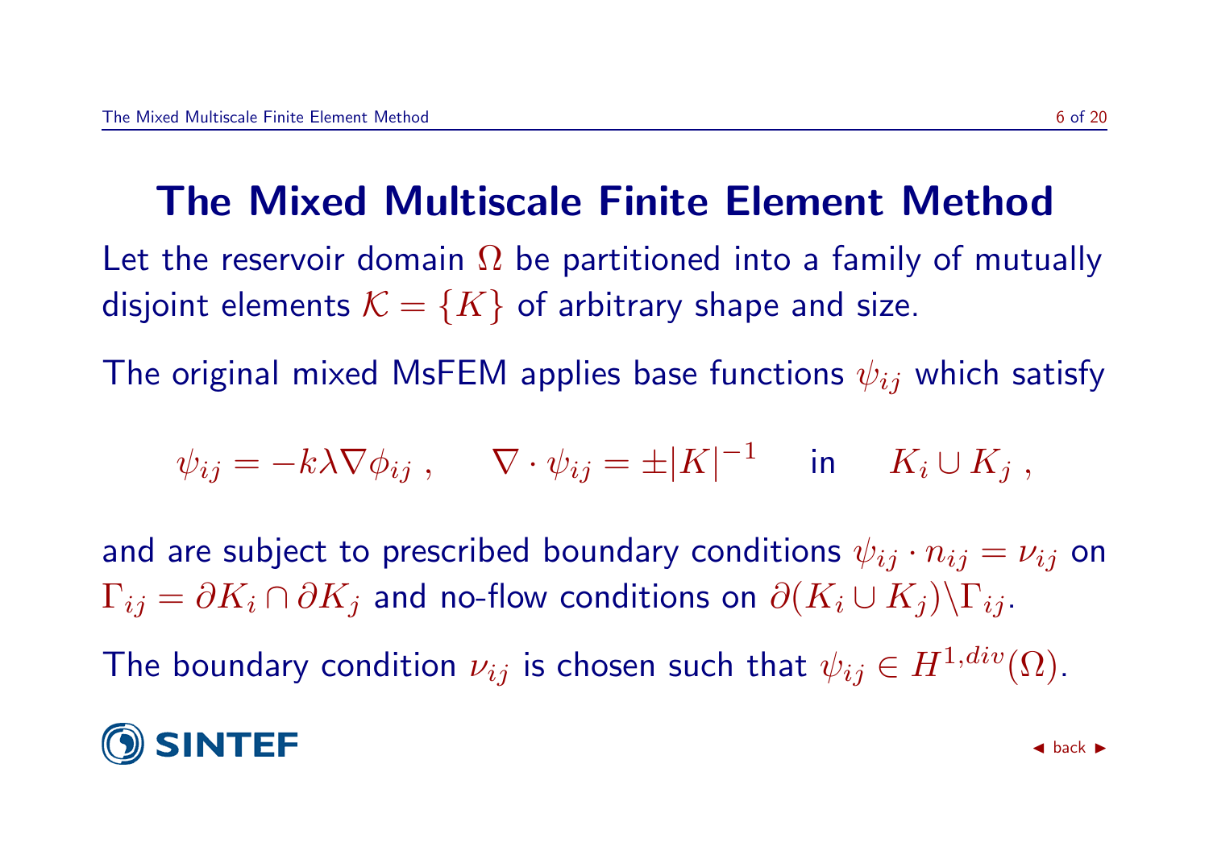# The Mixed Multiscale Finite Element Method

Let the reservoir domain $\Omega$ be partitioned into a family of mutually disjoint elements $\mathcal{K} = \{K\}$ of arbitrary shape and size.

The original mixed MsFEM applies base functions $\psi_{ij}$ which satisfy

$$\psi_{ij} = -k\lambda\nabla\phi_{ij}\ , \qquad \nabla\cdot\psi_{ij} = \pm|K|^{-1} \quad \text{in} \quad K_i \cup K_j\ ,$$

and are subject to prescribed boundary conditions $\psi_{ij} \cdot n_{ij} = \nu_{ij}$ on $\Gamma_{ij} = \partial K_i \cap \partial K_j$ and no-flow conditions on $\partial(K_i \cup K_j)\backslash\Gamma_{ij}$.

The boundary condition $\nu_{ij}$ is chosen such that $\psi_{ij} \in H^{1,div}(\Omega)$.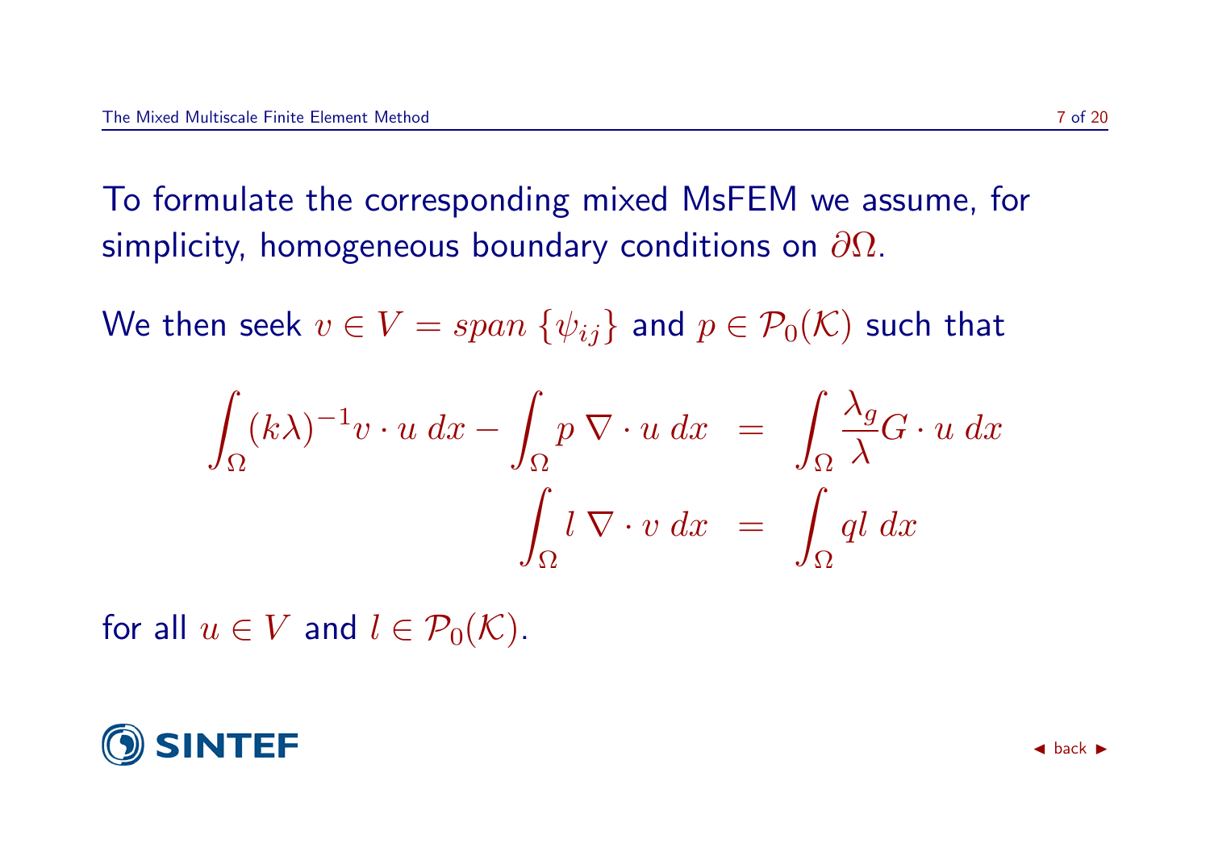To formulate the corresponding mixed MsFEM we assume, for simplicity, homogeneous boundary conditions on $\partial\Omega$.

We then seek $v \in V = span\ \{\psi_{ij}\}$ and $p \in \mathcal{P}_0(\mathcal{K})$ such that

$$
\begin{aligned}
\int_\Omega (k\lambda)^{-1} v \cdot u \, dx - \int_\Omega p \, \nabla \cdot u \, dx &= \int_\Omega \frac{\lambda_g}{\lambda} G \cdot u \, dx \\
\int_\Omega l \, \nabla \cdot v \, dx &= \int_\Omega q l \, dx
\end{aligned}
$$

for all $u \in V$ and $l \in \mathcal{P}_0(\mathcal{K})$.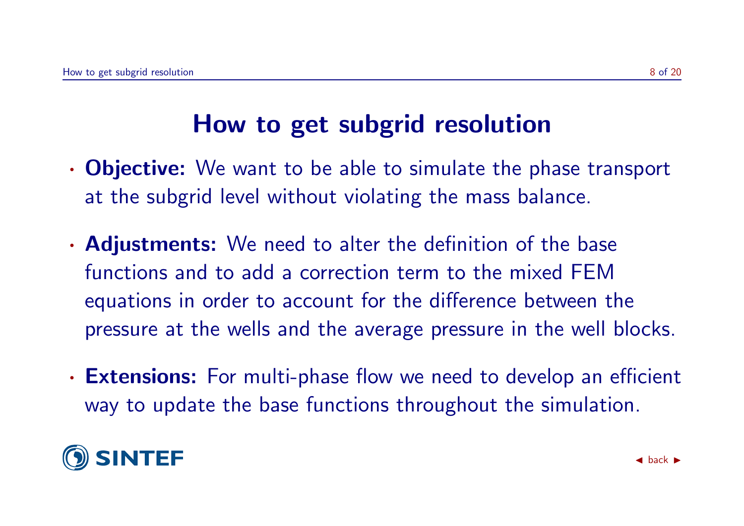# How to get subgrid resolution

- **Objective:** We want to be able to simulate the phase transport at the subgrid level without violating the mass balance.
- **Adjustments:** We need to alter the definition of the base functions and to add a correction term to the mixed FEM equations in order to account for the difference between the pressure at the wells and the average pressure in the well blocks.
- **Extensions:** For multi-phase flow we need to develop an efficient way to update the base functions throughout the simulation.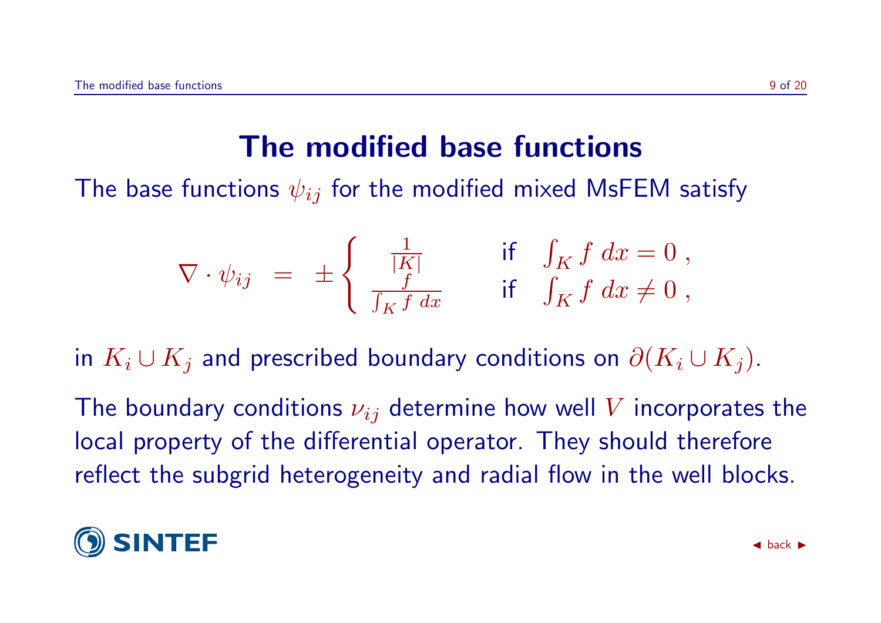# The modified base functions

The base functions $\psi_{ij}$ for the modified mixed MsFEM satisfy

$$\nabla \cdot \psi_{ij} \;=\; \pm \begin{cases} \frac{1}{|K|} & \text{if} \quad \int_K f \, dx = 0 \,, \\ \frac{f}{\int_K f \, dx} & \text{if} \quad \int_K f \, dx \neq 0 \,, \end{cases}$$

in $K_i \cup K_j$ and prescribed boundary conditions on $\partial(K_i \cup K_j)$.

The boundary conditions $\nu_{ij}$ determine how well $V$ incorporates the local property of the differential operator. They should therefore reflect the subgrid heterogeneity and radial flow in the well blocks.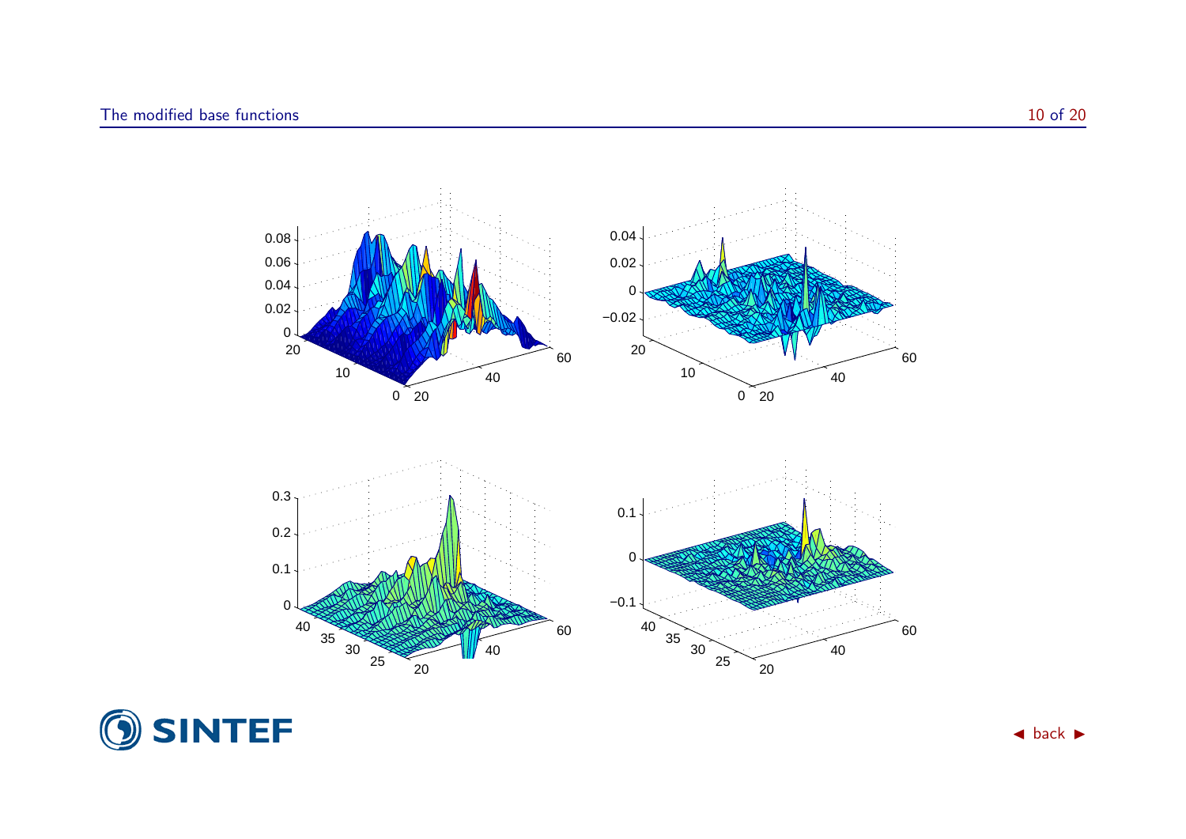# The modified base functions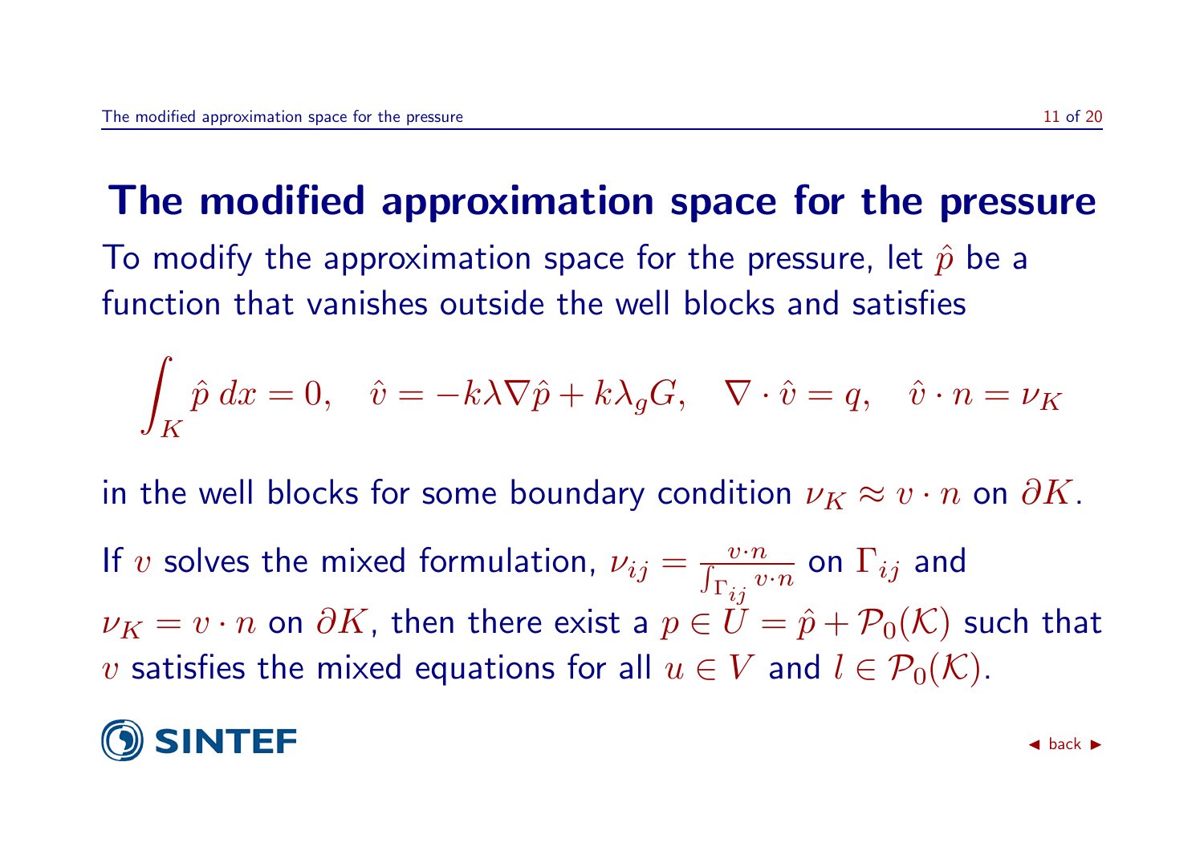# The modified approximation space for the pressure

To modify the approximation space for the pressure, let $\hat{p}$ be a function that vanishes outside the well blocks and satisfies

$$\int_K \hat{p}\, dx = 0, \quad \hat{v} = -k\lambda\nabla\hat{p} + k\lambda_g G, \quad \nabla\cdot\hat{v} = q, \quad \hat{v}\cdot n = \nu_K$$

in the well blocks for some boundary condition $\nu_K \approx v \cdot n$ on $\partial K$.

If $v$ solves the mixed formulation, $\nu_{ij} = \frac{v\cdot n}{\int_{\Gamma_{ij}} v\cdot n}$ on $\Gamma_{ij}$ and $\nu_K = v\cdot n$ on $\partial K$, then there exist a $p \in U = \hat{p} + \mathcal{P}_0(\mathcal{K})$ such that $v$ satisfies the mixed equations for all $u \in V$ and $l \in \mathcal{P}_0(\mathcal{K})$.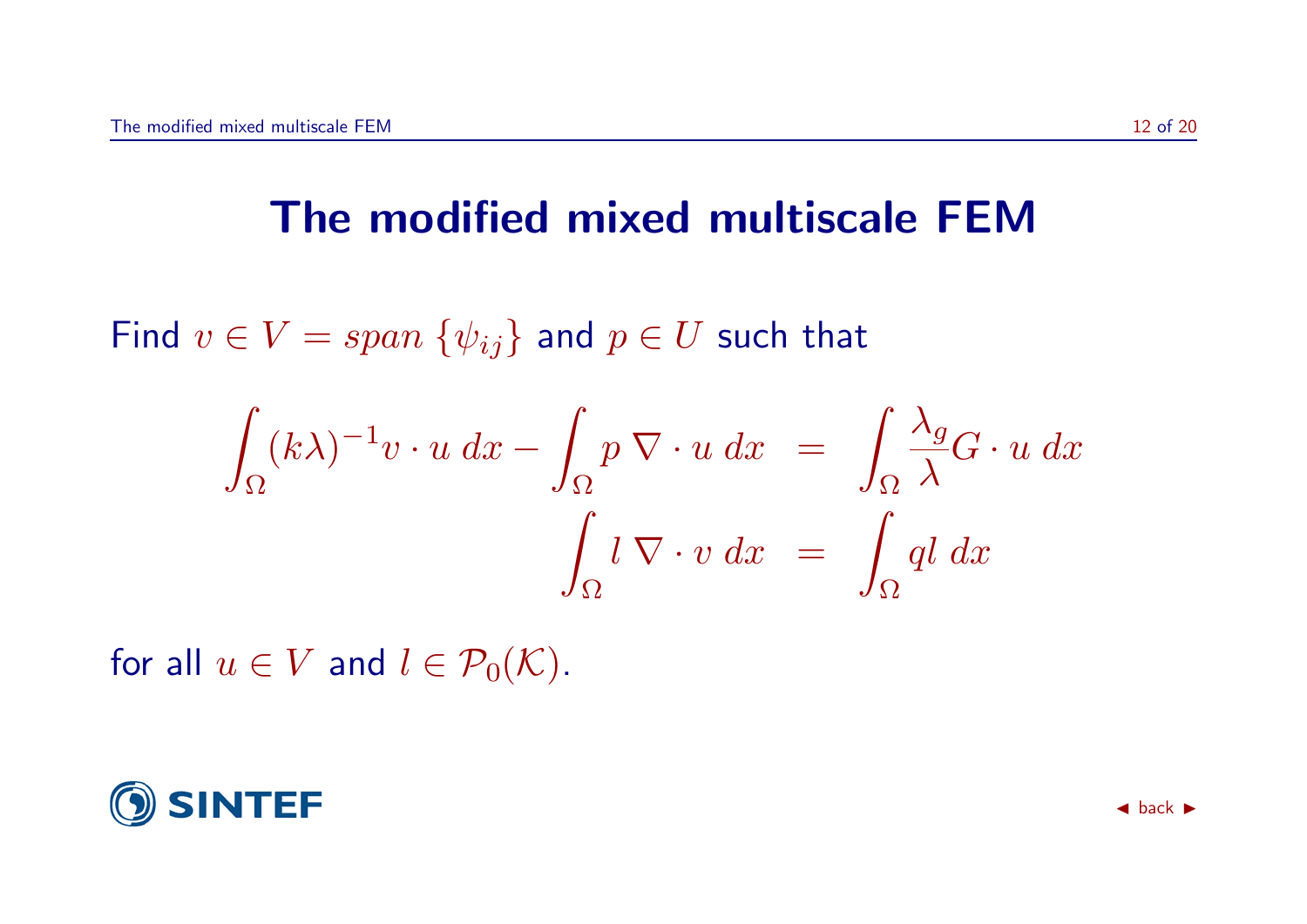# The modified mixed multiscale FEM

Find $v \in V = span\ \{\psi_{ij}\}$ and $p \in U$ such that

$$
\begin{aligned}
\int_\Omega (k\lambda)^{-1} v \cdot u \, dx - \int_\Omega p \, \nabla \cdot u \, dx &= \int_\Omega \frac{\lambda_g}{\lambda} G \cdot u \, dx \\
\int_\Omega l \, \nabla \cdot v \, dx &= \int_\Omega q l \, dx
\end{aligned}
$$

for all $u \in V$ and $l \in \mathcal{P}_0(\mathcal{K})$.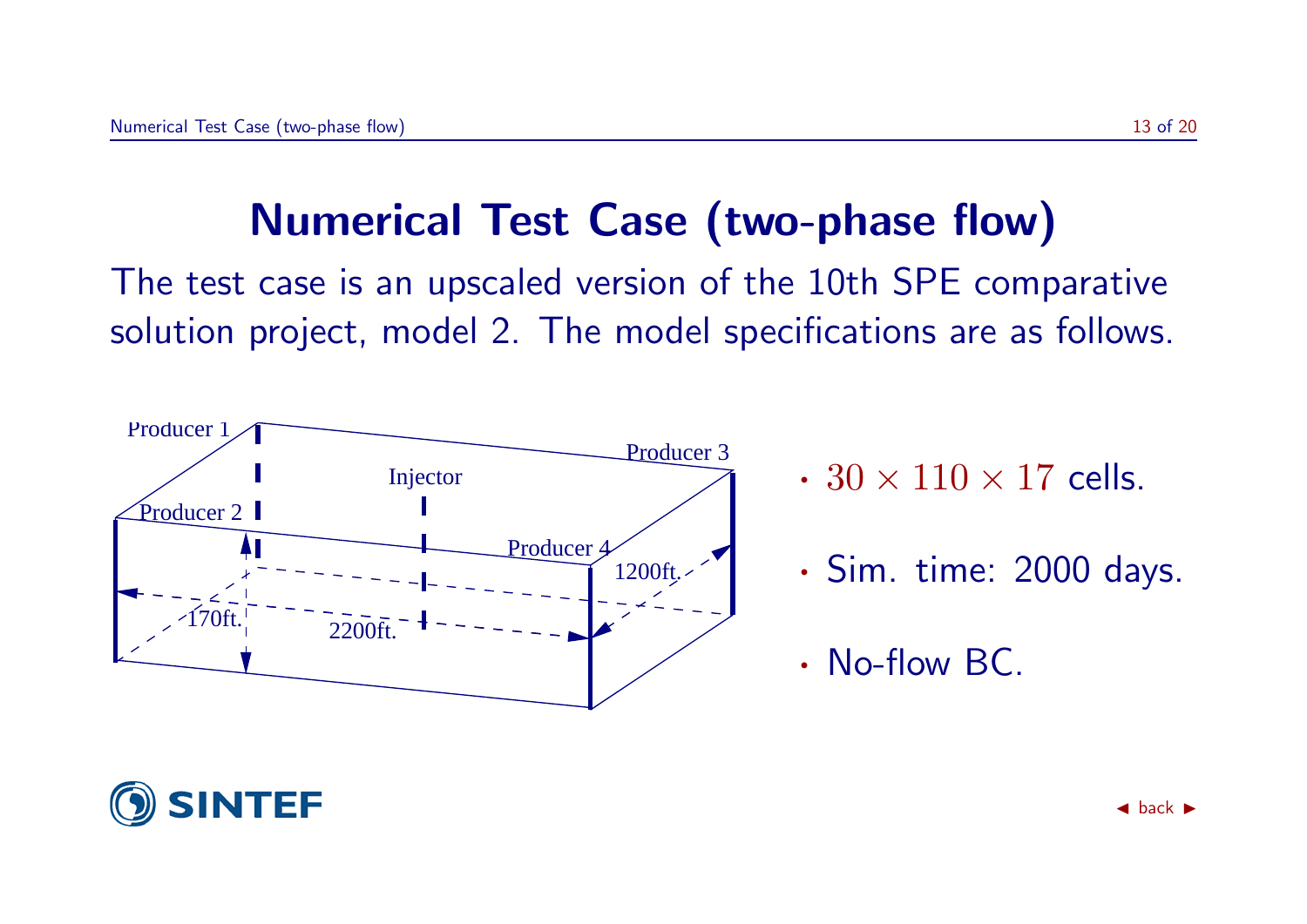# Numerical Test Case (two-phase flow)

The test case is an upscaled version of the 10th SPE comparative solution project, model 2. The model specifications are as follows.

Producer 1
Producer 2
Injector
Producer 3
Producer 4
1200ft.
170ft.
2200ft.

- $30 \times 110 \times 17$ cells.
- Sim. time: 2000 days.
- No-flow BC.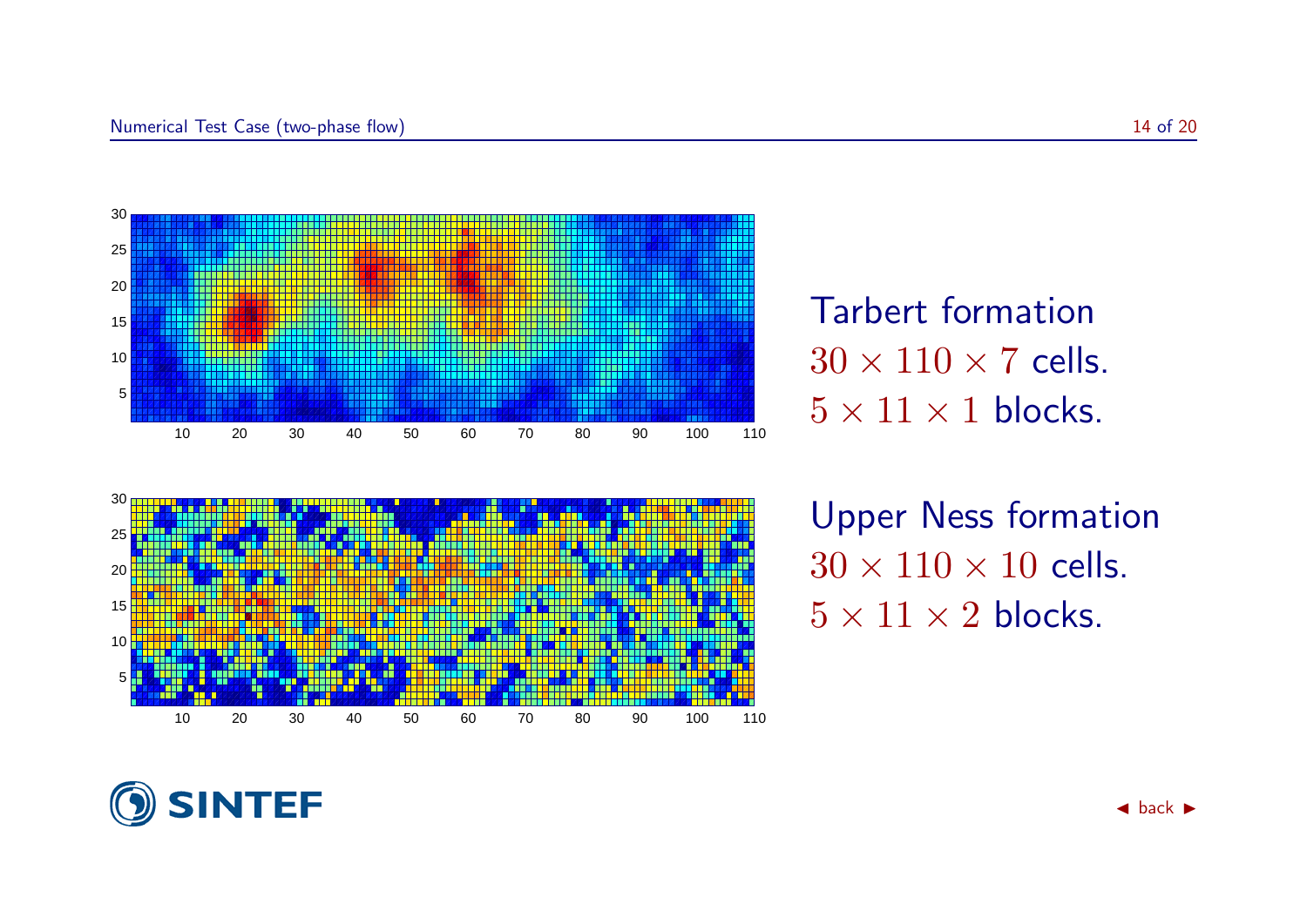Tarbert formation
$30 \times 110 \times 7$ cells.
$5 \times 11 \times 1$ blocks.

Upper Ness formation
$30 \times 110 \times 10$ cells.
$5 \times 11 \times 2$ blocks.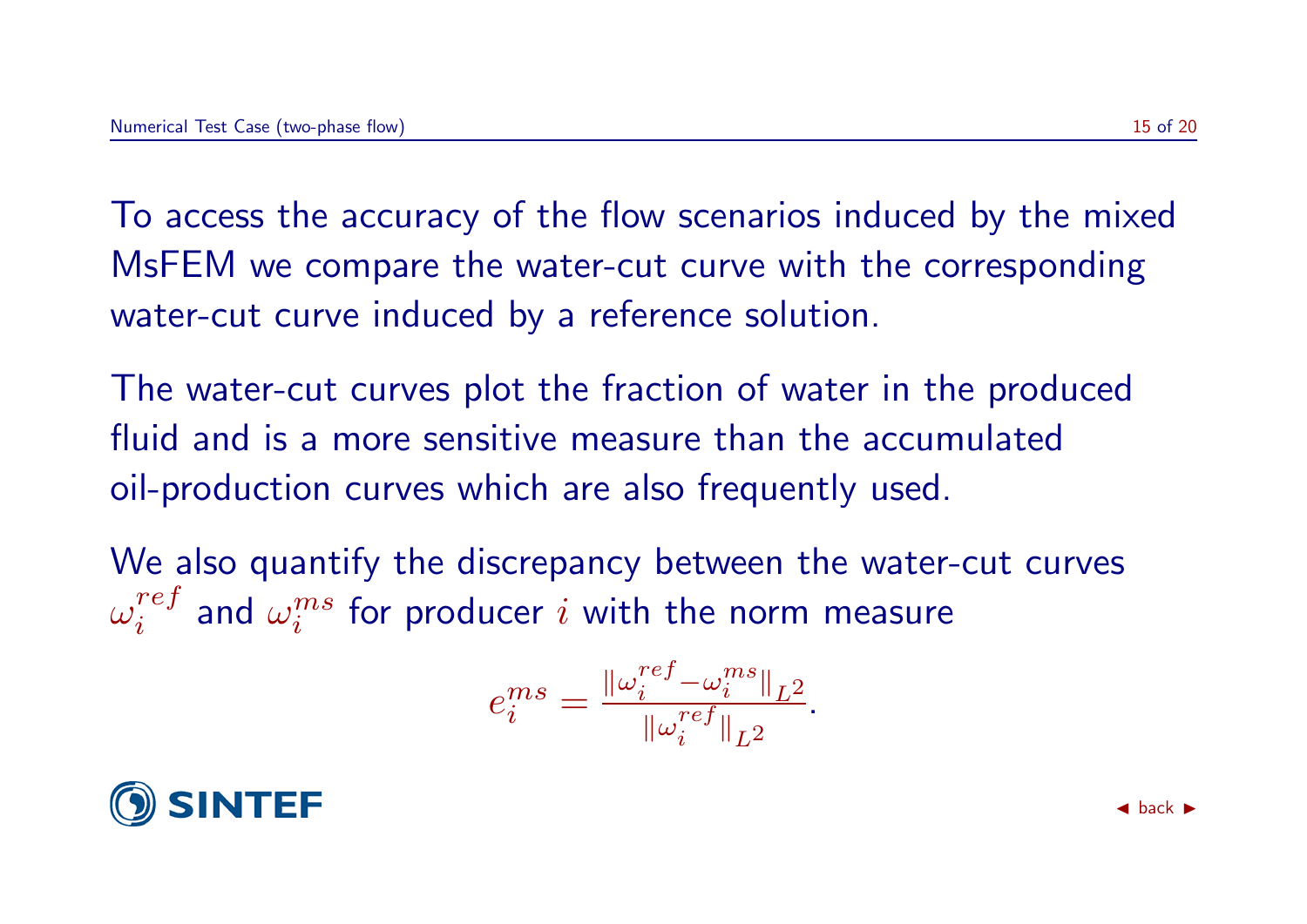To access the accuracy of the flow scenarios induced by the mixed MsFEM we compare the water-cut curve with the corresponding water-cut curve induced by a reference solution.

The water-cut curves plot the fraction of water in the produced fluid and is a more sensitive measure than the accumulated oil-production curves which are also frequently used.

We also quantify the discrepancy between the water-cut curves $\omega_i^{ref}$ and $\omega_i^{ms}$ for producer $i$ with the norm measure

$$e_i^{ms} = \frac{\|\omega_i^{ref} - \omega_i^{ms}\|_{L^2}}{\|\omega_i^{ref}\|_{L^2}}.$$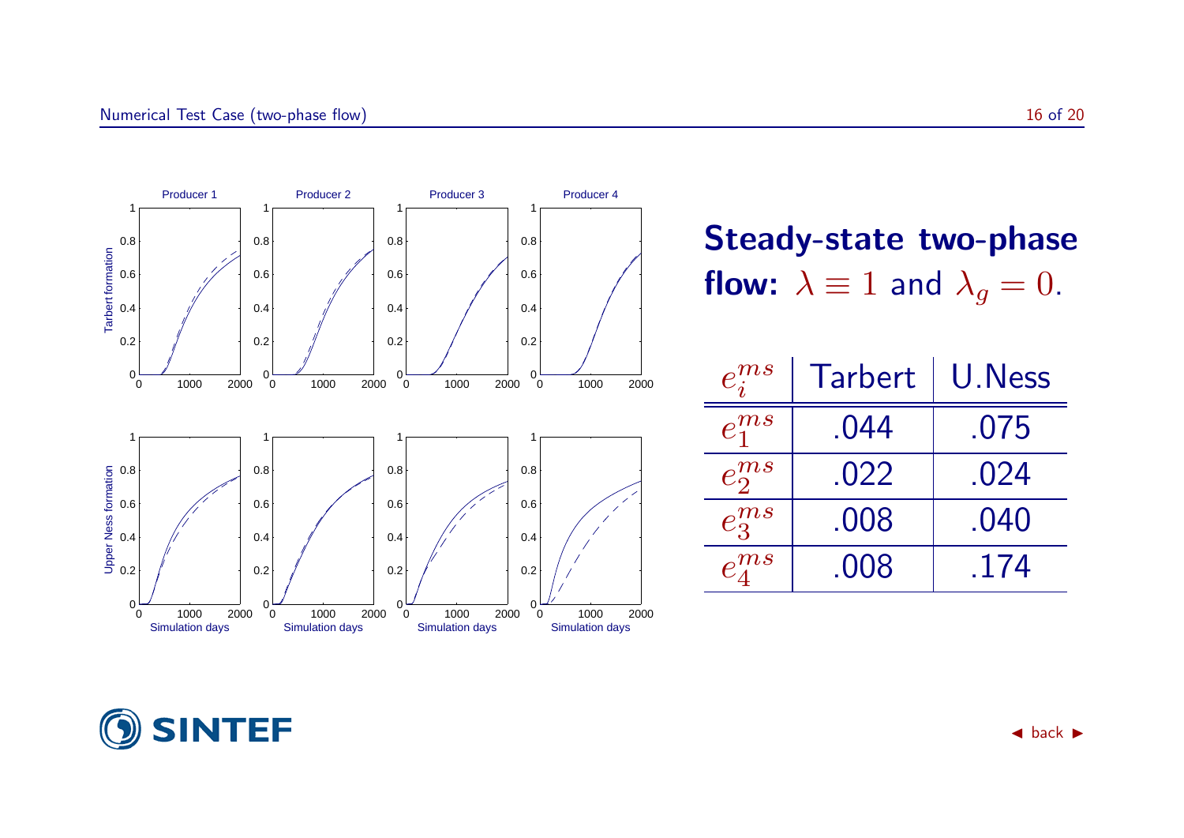## Steady-state two-phase flow: $\lambda \equiv 1$ and $\lambda_g = 0$.

| $e_i^{ms}$ | Tarbert | U.Ness |
|---|---|---|
| $e_1^{ms}$ | .044 | .075 |
| $e_2^{ms}$ | .022 | .024 |
| $e_3^{ms}$ | .008 | .040 |
| $e_4^{ms}$ | .008 | .174 |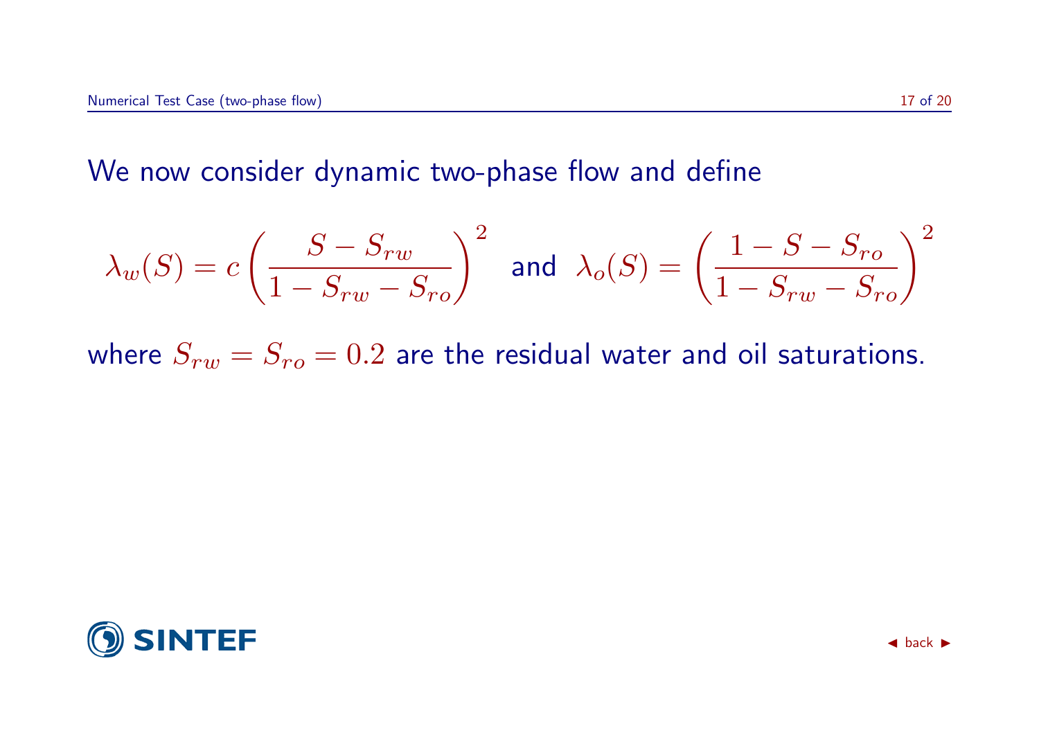We now consider dynamic two-phase flow and define

$$\lambda_w(S) = c\left(\frac{S - S_{rw}}{1 - S_{rw} - S_{ro}}\right)^2 \quad \text{and} \quad \lambda_o(S) = \left(\frac{1 - S - S_{ro}}{1 - S_{rw} - S_{ro}}\right)^2$$

where $S_{rw} = S_{ro} = 0.2$ are the residual water and oil saturations.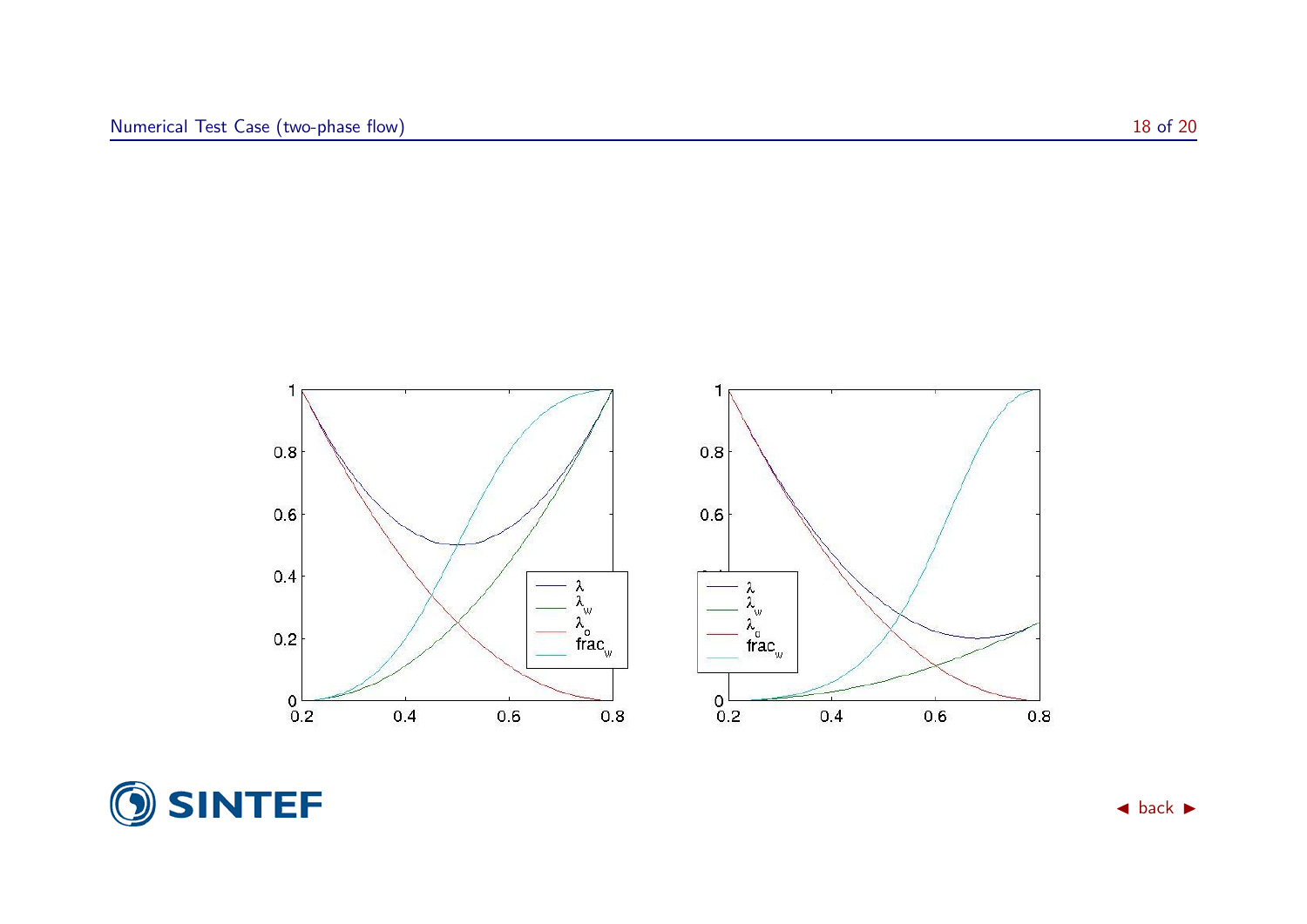# Numerical Test Case (two-phase flow)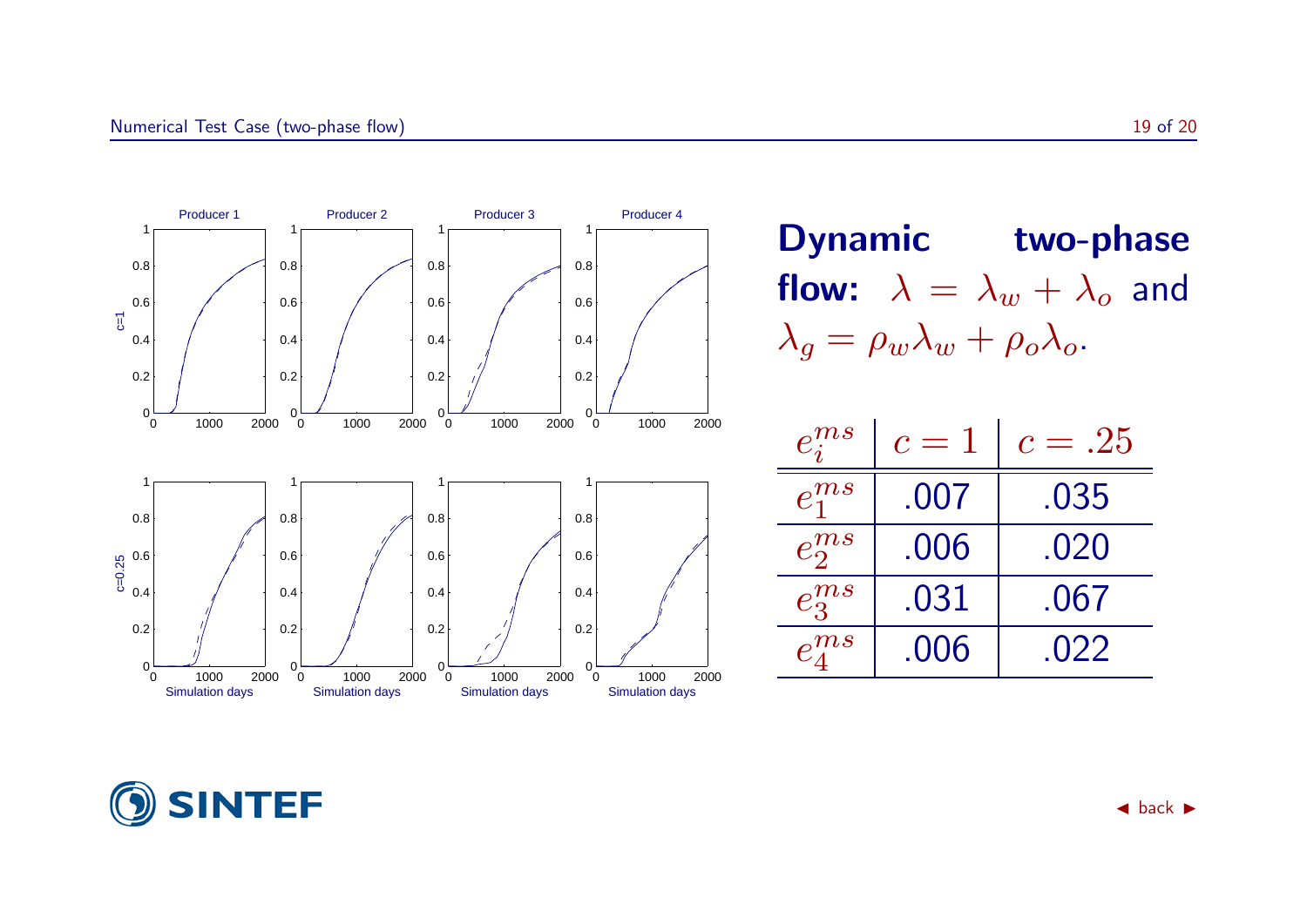**Dynamic two-phase flow:** $\lambda = \lambda_w + \lambda_o$ and $\lambda_g = \rho_w \lambda_w + \rho_o \lambda_o$.

| $e_i^{ms}$ | $c = 1$ | $c = .25$ |
|---|---|---|
| $e_1^{ms}$ | .007 | .035 |
| $e_2^{ms}$ | .006 | .020 |
| $e_3^{ms}$ | .031 | .067 |
| $e_4^{ms}$ | .006 | .022 |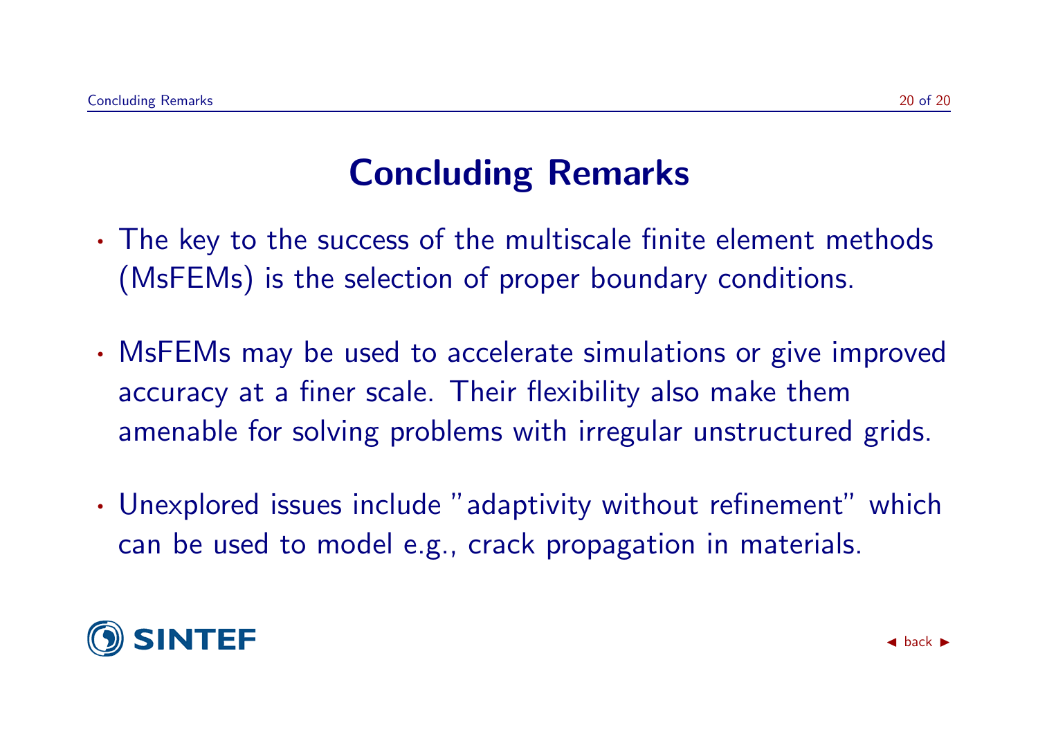# Concluding Remarks

- The key to the success of the multiscale finite element methods (MsFEMs) is the selection of proper boundary conditions.

- MsFEMs may be used to accelerate simulations or give improved accuracy at a finer scale. Their flexibility also make them amenable for solving problems with irregular unstructured grids.

- Unexplored issues include "adaptivity without refinement" which can be used to model e.g., crack propagation in materials.